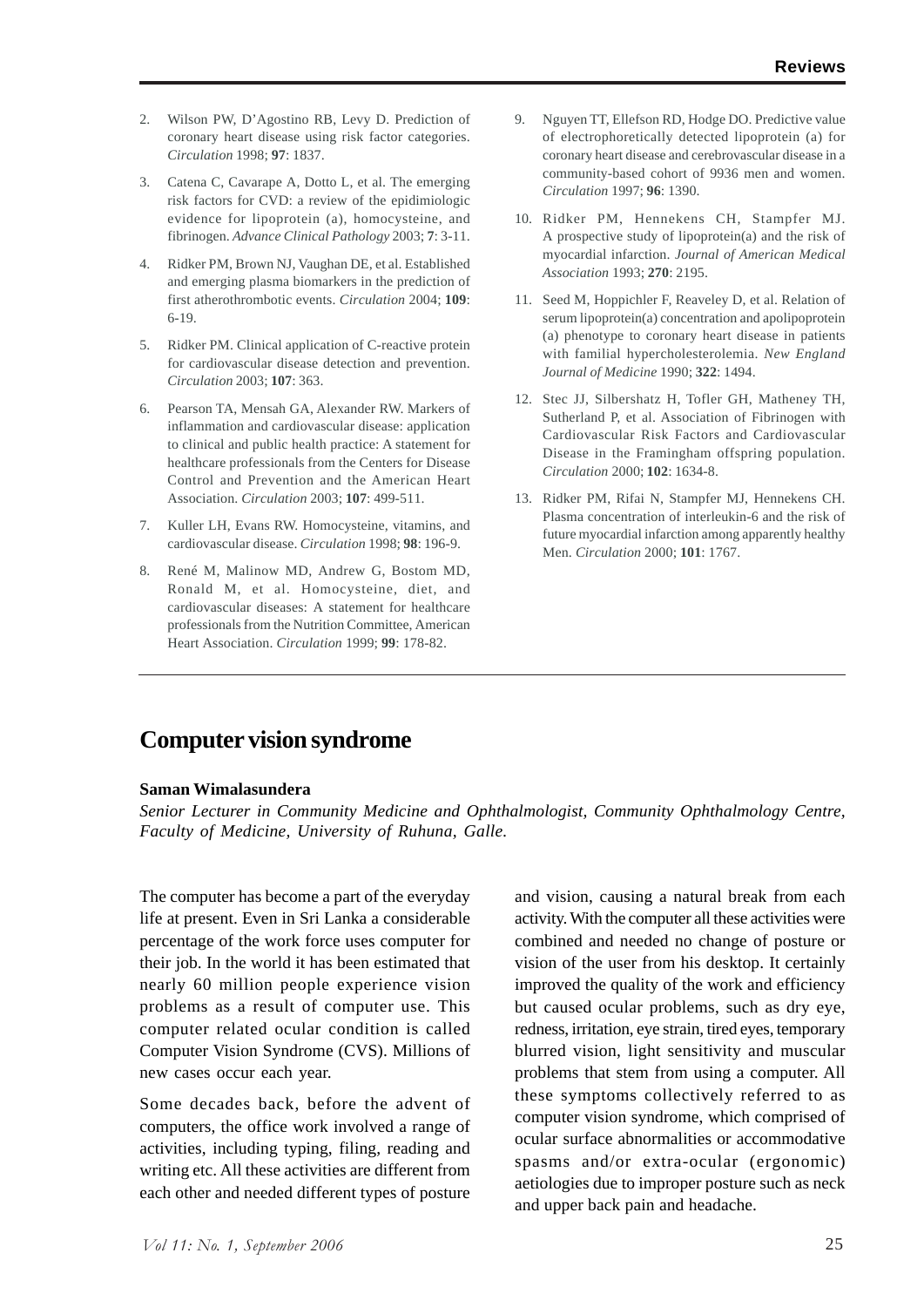2. Wilson PW, D'Agostino RB, Levy D. Prediction of coronary heart disease using risk factor categories. *Circulation* 1998; **97**: 1837.
3. Catena C, Cavarape A, Dotto L, et al. The emerging risk factors for CVD: a review of the epidimiologic evidence for lipoprotein (a), homocysteine, and fibrinogen. *Advance Clinical Pathology* 2003; **7**: 3-11.
4. Ridker PM, Brown NJ, Vaughan DE, et al. Established and emerging plasma biomarkers in the prediction of first atherothrombotic events. *Circulation* 2004; **109**: 6-19.
5. Ridker PM. Clinical application of C-reactive protein for cardiovascular disease detection and prevention. *Circulation* 2003; **107**: 363.
6. Pearson TA, Mensah GA, Alexander RW. Markers of inflammation and cardiovascular disease: application to clinical and public health practice: A statement for healthcare professionals from the Centers for Disease Control and Prevention and the American Heart Association. *Circulation* 2003; **107**: 499-511.
7. Kuller LH, Evans RW. Homocysteine, vitamins, and cardiovascular disease. *Circulation* 1998; **98**: 196-9.
8. René M, Malinow MD, Andrew G, Bostom MD, Ronald M, et al. Homocysteine, diet, and cardiovascular diseases: A statement for healthcare professionals from the Nutrition Committee, American Heart Association. *Circulation* 1999; **99**: 178-82.
9. Nguyen TT, Ellefson RD, Hodge DO. Predictive value of electrophoretically detected lipoprotein (a) for coronary heart disease and cerebrovascular disease in a community-based cohort of 9936 men and women. *Circulation* 1997; **96**: 1390.
10. Ridker PM, Hennekens CH, Stampfer MJ. A prospective study of lipoprotein(a) and the risk of myocardial infarction. *Journal of American Medical Association* 1993; **270**: 2195.
11. Seed M, Hoppichler F, Reaveley D, et al. Relation of serum lipoprotein(a) concentration and apolipoprotein (a) phenotype to coronary heart disease in patients with familial hypercholesterolemia. *New England Journal of Medicine* 1990; **322**: 1494.
12. Stec JJ, Silbershatz H, Tofler GH, Matheney TH, Sutherland P, et al. Association of Fibrinogen with Cardiovascular Risk Factors and Cardiovascular Disease in the Framingham offspring population. *Circulation* 2000; **102**: 1634-8.
13. Ridker PM, Rifai N, Stampfer MJ, Hennekens CH. Plasma concentration of interleukin-6 and the risk of future myocardial infarction among apparently healthy Men. *Circulation* 2000; **101**: 1767.

# Computer vision syndrome

**Saman Wimalasundera**

*Senior Lecturer in Community Medicine and Ophthalmologist, Community Ophthalmology Centre, Faculty of Medicine, University of Ruhuna, Galle.*

The computer has become a part of the everyday life at present. Even in Sri Lanka a considerable percentage of the work force uses computer for their job. In the world it has been estimated that nearly 60 million people experience vision problems as a result of computer use. This computer related ocular condition is called Computer Vision Syndrome (CVS). Millions of new cases occur each year.

Some decades back, before the advent of computers, the office work involved a range of activities, including typing, filing, reading and writing etc. All these activities are different from each other and needed different types of posture and vision, causing a natural break from each activity. With the computer all these activities were combined and needed no change of posture or vision of the user from his desktop. It certainly improved the quality of the work and efficiency but caused ocular problems, such as dry eye, redness, irritation, eye strain, tired eyes, temporary blurred vision, light sensitivity and muscular problems that stem from using a computer. All these symptoms collectively referred to as computer vision syndrome, which comprised of ocular surface abnormalities or accommodative spasms and/or extra-ocular (ergonomic) aetiologies due to improper posture such as neck and upper back pain and headache.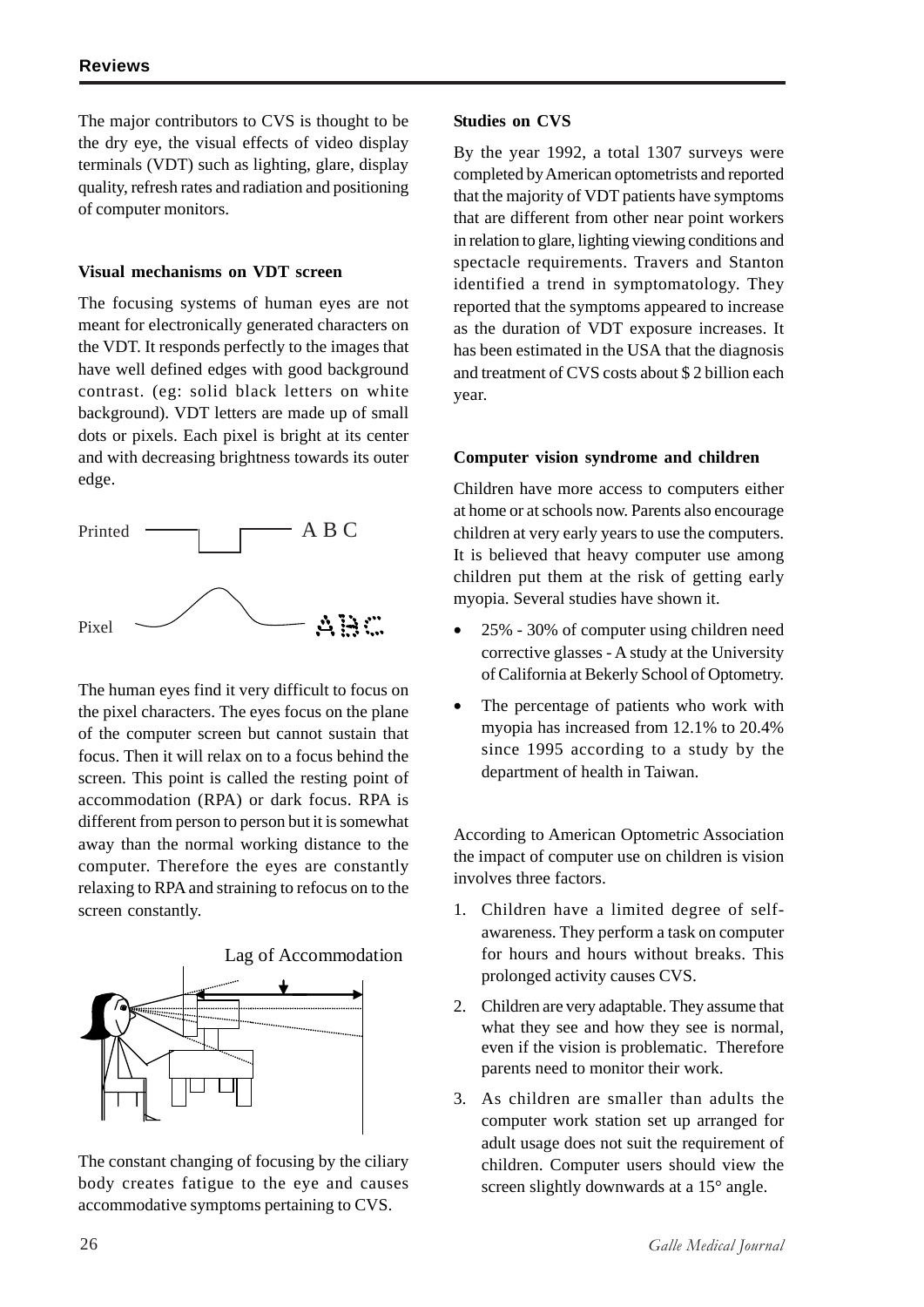The major contributors to CVS is thought to be the dry eye, the visual effects of video display terminals (VDT) such as lighting, glare, display quality, refresh rates and radiation and positioning of computer monitors.

**Visual mechanisms on VDT screen**

The focusing systems of human eyes are not meant for electronically generated characters on the VDT. It responds perfectly to the images that have well defined edges with good background contrast. (eg: solid black letters on white background). VDT letters are made up of small dots or pixels. Each pixel is bright at its center and with decreasing brightness towards its outer edge.

Printed A B C

Pixel ABC

The human eyes find it very difficult to focus on the pixel characters. The eyes focus on the plane of the computer screen but cannot sustain that focus. Then it will relax on to a focus behind the screen. This point is called the resting point of accommodation (RPA) or dark focus. RPA is different from person to person but it is somewhat away than the normal working distance to the computer. Therefore the eyes are constantly relaxing to RPA and straining to refocus on to the screen constantly.

Lag of Accommodation

The constant changing of focusing by the ciliary body creates fatigue to the eye and causes accommodative symptoms pertaining to CVS.

**Studies on CVS**

By the year 1992, a total 1307 surveys were completed by American optometrists and reported that the majority of VDT patients have symptoms that are different from other near point workers in relation to glare, lighting viewing conditions and spectacle requirements. Travers and Stanton identified a trend in symptomatology. They reported that the symptoms appeared to increase as the duration of VDT exposure increases. It has been estimated in the USA that the diagnosis and treatment of CVS costs about $ 2 billion each year.

**Computer vision syndrome and children**

Children have more access to computers either at home or at schools now. Parents also encourage children at very early years to use the computers. It is believed that heavy computer use among children put them at the risk of getting early myopia. Several studies have shown it.

- 25% - 30% of computer using children need corrective glasses - A study at the University of California at Bekerly School of Optometry.
- The percentage of patients who work with myopia has increased from 12.1% to 20.4% since 1995 according to a study by the department of health in Taiwan.

According to American Optometric Association the impact of computer use on children is vision involves three factors.

1. Children have a limited degree of self-awareness. They perform a task on computer for hours and hours without breaks. This prolonged activity causes CVS.
2. Children are very adaptable. They assume that what they see and how they see is normal, even if the vision is problematic. Therefore parents need to monitor their work.
3. As children are smaller than adults the computer work station set up arranged for adult usage does not suit the requirement of children. Computer users should view the screen slightly downwards at a 15° angle.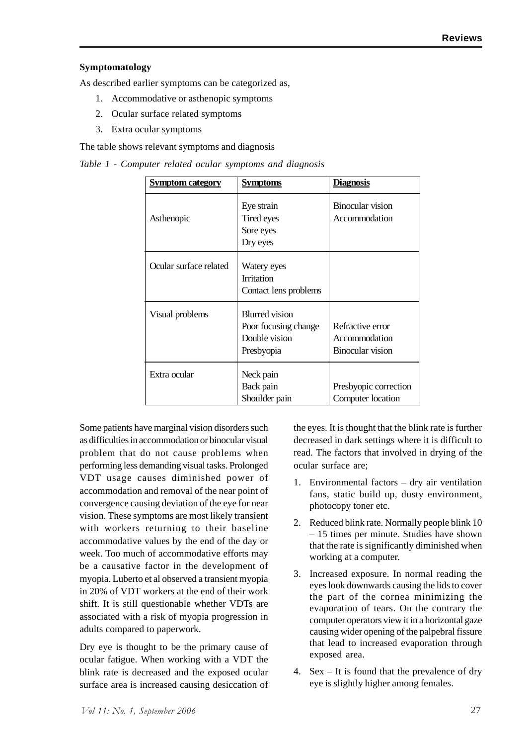**Symptomatology**

As described earlier symptoms can be categorized as,

1. Accommodative or asthenopic symptoms
2. Ocular surface related symptoms
3. Extra ocular symptoms

The table shows relevant symptoms and diagnosis

*Table 1 - Computer related ocular symptoms and diagnosis*

| Symptom category | Symptoms | Diagnosis |
|---|---|---|
| Asthenopic | Eye strain<br>Tired eyes<br>Sore eyes<br>Dry eyes | Binocular vision<br>Accommodation |
| Ocular surface related | Watery eyes<br>Irritation<br>Contact lens problems | |
| Visual problems | Blurred vision<br>Poor focusing change<br>Double vision<br>Presbyopia | Refractive error<br>Accommodation<br>Binocular vision |
| Extra ocular | Neck pain<br>Back pain<br>Shoulder pain | Presbyopic correction<br>Computer location |

Some patients have marginal vision disorders such as difficulties in accommodation or binocular visual problem that do not cause problems when performing less demanding visual tasks. Prolonged VDT usage causes diminished power of accommodation and removal of the near point of convergence causing deviation of the eye for near vision. These symptoms are most likely transient with workers returning to their baseline accommodative values by the end of the day or week. Too much of accommodative efforts may be a causative factor in the development of myopia. Luberto et al observed a transient myopia in 20% of VDT workers at the end of their work shift. It is still questionable whether VDTs are associated with a risk of myopia progression in adults compared to paperwork.

Dry eye is thought to be the primary cause of ocular fatigue. When working with a VDT the blink rate is decreased and the exposed ocular surface area is increased causing desiccation of the eyes. It is thought that the blink rate is further decreased in dark settings where it is difficult to read. The factors that involved in drying of the ocular surface are;

1. Environmental factors – dry air ventilation fans, static build up, dusty environment, photocopy toner etc.
2. Reduced blink rate. Normally people blink 10 – 15 times per minute. Studies have shown that the rate is significantly diminished when working at a computer.
3. Increased exposure. In normal reading the eyes look downwards causing the lids to cover the part of the cornea minimizing the evaporation of tears. On the contrary the computer operators view it in a horizontal gaze causing wider opening of the palpebral fissure that lead to increased evaporation through exposed area.
4. Sex – It is found that the prevalence of dry eye is slightly higher among females.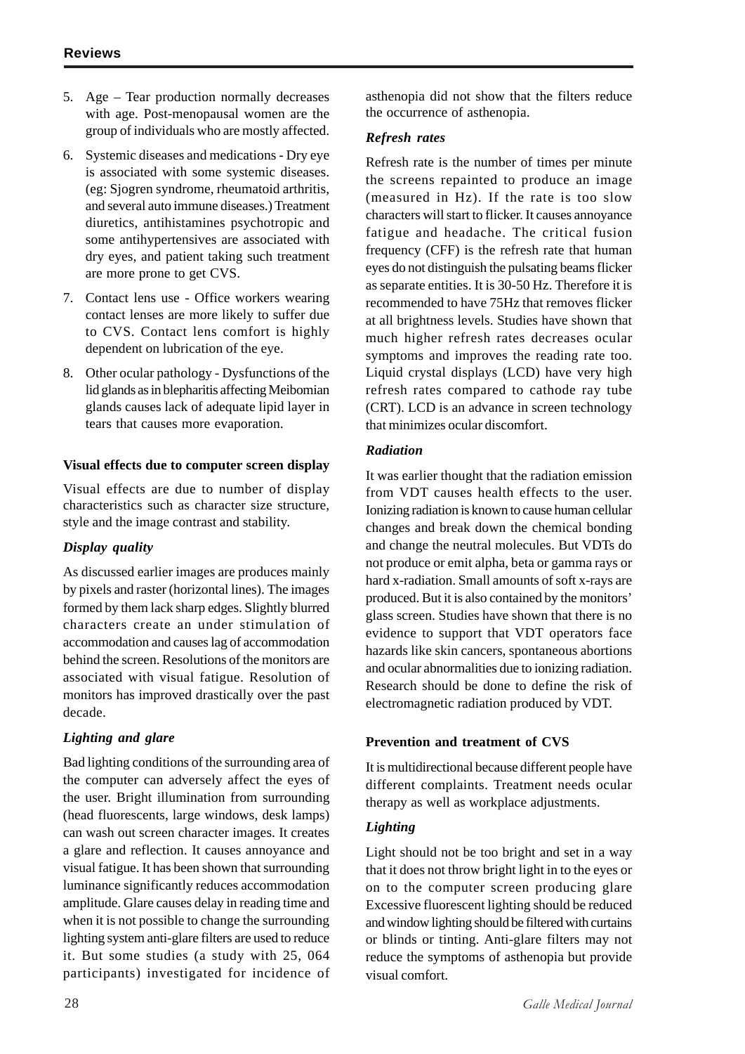5. Age – Tear production normally decreases with age. Post-menopausal women are the group of individuals who are mostly affected.
6. Systemic diseases and medications - Dry eye is associated with some systemic diseases. (eg: Sjogren syndrome, rheumatoid arthritis, and several auto immune diseases.) Treatment diuretics, antihistamines psychotropic and some antihypertensives are associated with dry eyes, and patient taking such treatment are more prone to get CVS.
7. Contact lens use - Office workers wearing contact lenses are more likely to suffer due to CVS. Contact lens comfort is highly dependent on lubrication of the eye.
8. Other ocular pathology - Dysfunctions of the lid glands as in blepharitis affecting Meibomian glands causes lack of adequate lipid layer in tears that causes more evaporation.

**Visual effects due to computer screen display**

Visual effects are due to number of display characteristics such as character size structure, style and the image contrast and stability.

***Display quality***

As discussed earlier images are produces mainly by pixels and raster (horizontal lines). The images formed by them lack sharp edges. Slightly blurred characters create an under stimulation of accommodation and causes lag of accommodation behind the screen. Resolutions of the monitors are associated with visual fatigue. Resolution of monitors has improved drastically over the past decade.

***Lighting and glare***

Bad lighting conditions of the surrounding area of the computer can adversely affect the eyes of the user. Bright illumination from surrounding (head fluorescents, large windows, desk lamps) can wash out screen character images. It creates a glare and reflection. It causes annoyance and visual fatigue. It has been shown that surrounding luminance significantly reduces accommodation amplitude. Glare causes delay in reading time and when it is not possible to change the surrounding lighting system anti-glare filters are used to reduce it. But some studies (a study with 25, 064 participants) investigated for incidence of asthenopia did not show that the filters reduce the occurrence of asthenopia.

***Refresh rates***

Refresh rate is the number of times per minute the screens repainted to produce an image (measured in Hz). If the rate is too slow characters will start to flicker. It causes annoyance fatigue and headache. The critical fusion frequency (CFF) is the refresh rate that human eyes do not distinguish the pulsating beams flicker as separate entities. It is 30-50 Hz. Therefore it is recommended to have 75Hz that removes flicker at all brightness levels. Studies have shown that much higher refresh rates decreases ocular symptoms and improves the reading rate too. Liquid crystal displays (LCD) have very high refresh rates compared to cathode ray tube (CRT). LCD is an advance in screen technology that minimizes ocular discomfort.

***Radiation***

It was earlier thought that the radiation emission from VDT causes health effects to the user. Ionizing radiation is known to cause human cellular changes and break down the chemical bonding and change the neutral molecules. But VDTs do not produce or emit alpha, beta or gamma rays or hard x-radiation. Small amounts of soft x-rays are produced. But it is also contained by the monitors' glass screen. Studies have shown that there is no evidence to support that VDT operators face hazards like skin cancers, spontaneous abortions and ocular abnormalities due to ionizing radiation. Research should be done to define the risk of electromagnetic radiation produced by VDT.

**Prevention and treatment of CVS**

It is multidirectional because different people have different complaints. Treatment needs ocular therapy as well as workplace adjustments.

***Lighting***

Light should not be too bright and set in a way that it does not throw bright light in to the eyes or on to the computer screen producing glare Excessive fluorescent lighting should be reduced and window lighting should be filtered with curtains or blinds or tinting. Anti-glare filters may not reduce the symptoms of asthenopia but provide visual comfort.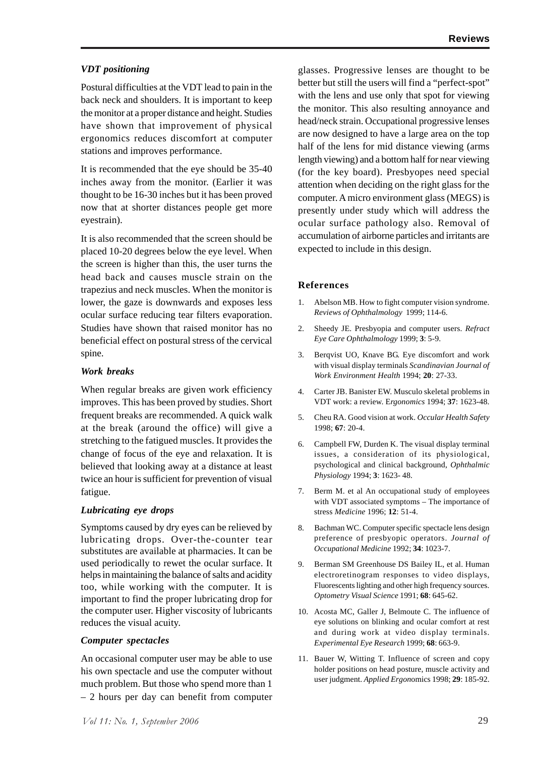### *VDT positioning*

Postural difficulties at the VDT lead to pain in the back neck and shoulders. It is important to keep the monitor at a proper distance and height. Studies have shown that improvement of physical ergonomics reduces discomfort at computer stations and improves performance.

It is recommended that the eye should be 35-40 inches away from the monitor. (Earlier it was thought to be 16-30 inches but it has been proved now that at shorter distances people get more eyestrain).

It is also recommended that the screen should be placed 10-20 degrees below the eye level. When the screen is higher than this, the user turns the head back and causes muscle strain on the trapezius and neck muscles. When the monitor is lower, the gaze is downwards and exposes less ocular surface reducing tear filters evaporation. Studies have shown that raised monitor has no beneficial effect on postural stress of the cervical spine.

### *Work breaks*

When regular breaks are given work efficiency improves. This has been proved by studies. Short frequent breaks are recommended. A quick walk at the break (around the office) will give a stretching to the fatigued muscles. It provides the change of focus of the eye and relaxation. It is believed that looking away at a distance at least twice an hour is sufficient for prevention of visual fatigue.

### *Lubricating eye drops*

Symptoms caused by dry eyes can be relieved by lubricating drops. Over-the-counter tear substitutes are available at pharmacies. It can be used periodically to rewet the ocular surface. It helps in maintaining the balance of salts and acidity too, while working with the computer. It is important to find the proper lubricating drop for the computer user. Higher viscosity of lubricants reduces the visual acuity.

### *Computer spectacles*

An occasional computer user may be able to use his own spectacle and use the computer without much problem. But those who spend more than 1 – 2 hours per day can benefit from computer glasses. Progressive lenses are thought to be better but still the users will find a "perfect-spot" with the lens and use only that spot for viewing the monitor. This also resulting annoyance and head/neck strain. Occupational progressive lenses are now designed to have a large area on the top half of the lens for mid distance viewing (arms length viewing) and a bottom half for near viewing (for the key board). Presbyopes need special attention when deciding on the right glass for the computer. A micro environment glass (MEGS) is presently under study which will address the ocular surface pathology also. Removal of accumulation of airborne particles and irritants are expected to include in this design.

## References

1. Abelson MB. How to fight computer vision syndrome. *Reviews of Ophthalmology* 1999; 114-6.
2. Sheedy JE. Presbyopia and computer users. *Refract Eye Care Ophthalmology* 1999; **3**: 5-9.
3. Berqvist UO, Knave BG. Eye discomfort and work with visual display terminals *Scandinavian Journal of Work Environment Health* 1994; **20**: 27-33.
4. Carter JB. Banister EW. Musculo skeletal problems in VDT work: a review. E*rgonomics* 1994; **37**: 1623-48.
5. Cheu RA. Good vision at work. *Occular Health Safety* 1998; **67**: 20-4.
6. Campbell FW, Durden K. The visual display terminal issues, a consideration of its physiological, psychological and clinical background, *Ophthalmic Physiology* 1994; **3**: 1623- 48.
7. Berm M. et al An occupational study of employees with VDT associated symptoms – The importance of stress *Medicine* 1996; **12**: 51-4.
8. Bachman WC. Computer specific spectacle lens design preference of presbyopic operators. *Journal of Occupational Medicine* 1992; **34**: 1023-7.
9. Berman SM Greenhouse DS Bailey IL, et al. Human electroretinogram responses to video displays, Fluorescents lighting and other high frequency sources. *Optometry Visual Science* 1991; **68**: 645-62.
10. Acosta MC, Galler J, Belmoute C. The influence of eye solutions on blinking and ocular comfort at rest and during work at video display terminals. *Experimental Eye Research* 1999; **68**: 663-9.
11. Bauer W, Witting T. Influence of screen and copy holder positions on head posture, muscle activity and user judgment. *Applied Ergon*omics 1998; **29**: 185-92.